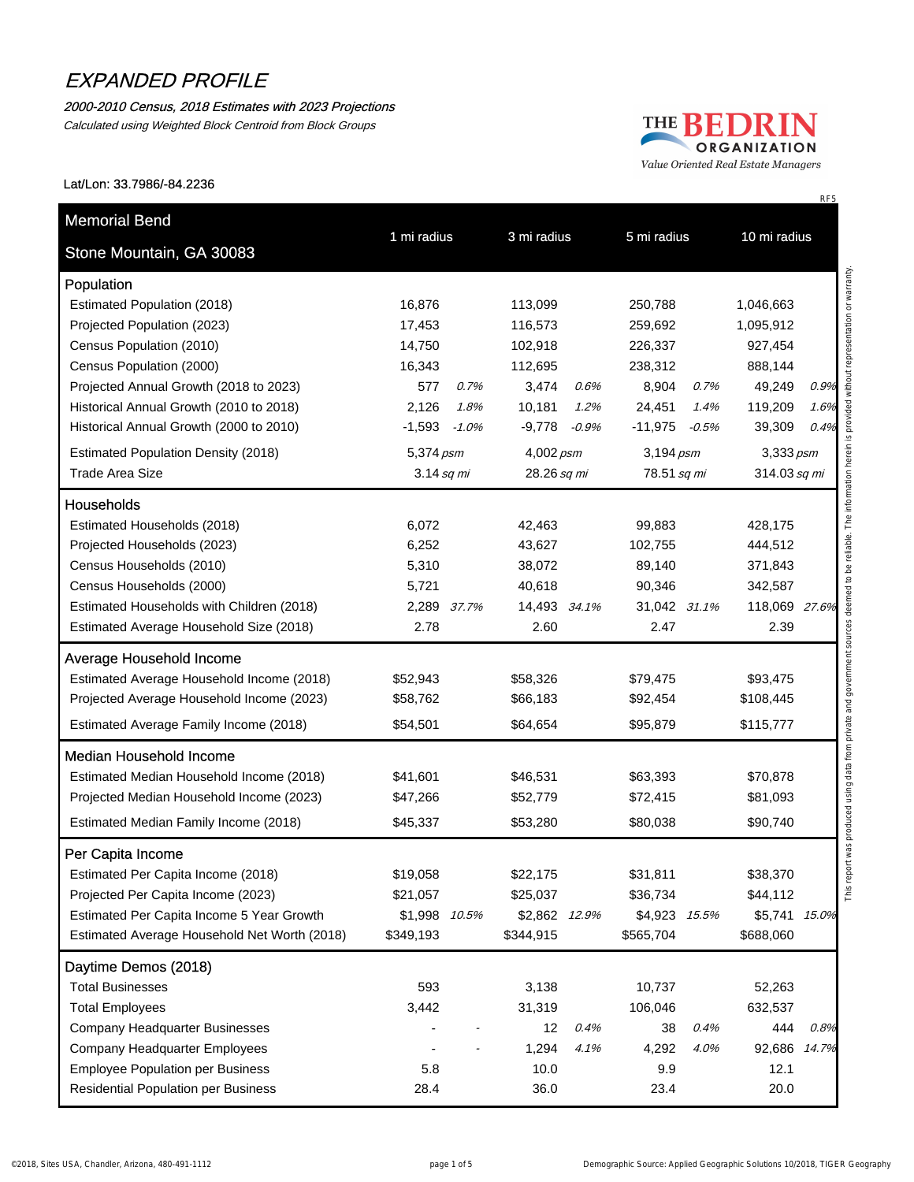# EXPANDED PROFILE

*2000-2010 Census, 2018 Estimates with 2023 Projections*

*Calculated using Weighted Block Centroid from Block Groups*

THE BEDRIN ORGANIZATION
*Value Oriented Real Estate Managers*

Lat/Lon: 33.7986/-84.2236

RF5

| Memorial Bend<br>Stone Mountain, GA 30083 | 1 mi radius | | 3 mi radius | | 5 mi radius | | 10 mi radius | |
|---|---|---|---|---|---|---|---|---|
| **Population** | | | | | | | | |
| Estimated Population (2018) | 16,876 | | 113,099 | | 250,788 | | 1,046,663 | |
| Projected Population (2023) | 17,453 | | 116,573 | | 259,692 | | 1,095,912 | |
| Census Population (2010) | 14,750 | | 102,918 | | 226,337 | | 927,454 | |
| Census Population (2000) | 16,343 | | 112,695 | | 238,312 | | 888,144 | |
| Projected Annual Growth (2018 to 2023) | 577 | *0.7%* | 3,474 | *0.6%* | 8,904 | *0.7%* | 49,249 | *0.9%* |
| Historical Annual Growth (2010 to 2018) | 2,126 | *1.8%* | 10,181 | *1.2%* | 24,451 | *1.4%* | 119,209 | *1.6%* |
| Historical Annual Growth (2000 to 2010) | -1,593 | *-1.0%* | -9,778 | *-0.9%* | -11,975 | *-0.5%* | 39,309 | *0.4%* |
| Estimated Population Density (2018) | 5,374 *psm* | | 4,002 *psm* | | 3,194 *psm* | | 3,333 *psm* | |
| Trade Area Size | 3.14 *sq mi* | | 28.26 *sq mi* | | 78.51 *sq mi* | | 314.03 *sq mi* | |
| **Households** | | | | | | | | |
| Estimated Households (2018) | 6,072 | | 42,463 | | 99,883 | | 428,175 | |
| Projected Households (2023) | 6,252 | | 43,627 | | 102,755 | | 444,512 | |
| Census Households (2010) | 5,310 | | 38,072 | | 89,140 | | 371,843 | |
| Census Households (2000) | 5,721 | | 40,618 | | 90,346 | | 342,587 | |
| Estimated Households with Children (2018) | 2,289 | *37.7%* | 14,493 | *34.1%* | 31,042 | *31.1%* | 118,069 | *27.6%* |
| Estimated Average Household Size (2018) | 2.78 | | 2.60 | | 2.47 | | 2.39 | |
| **Average Household Income** | | | | | | | | |
| Estimated Average Household Income (2018) | $52,943 | | $58,326 | | $79,475 | | $93,475 | |
| Projected Average Household Income (2023) | $58,762 | | $66,183 | | $92,454 | | $108,445 | |
| Estimated Average Family Income (2018) | $54,501 | | $64,654 | | $95,879 | | $115,777 | |
| **Median Household Income** | | | | | | | | |
| Estimated Median Household Income (2018) | $41,601 | | $46,531 | | $63,393 | | $70,878 | |
| Projected Median Household Income (2023) | $47,266 | | $52,779 | | $72,415 | | $81,093 | |
| Estimated Median Family Income (2018) | $45,337 | | $53,280 | | $80,038 | | $90,740 | |
| **Per Capita Income** | | | | | | | | |
| Estimated Per Capita Income (2018) | $19,058 | | $22,175 | | $31,811 | | $38,370 | |
| Projected Per Capita Income (2023) | $21,057 | | $25,037 | | $36,734 | | $44,112 | |
| Estimated Per Capita Income 5 Year Growth | $1,998 | *10.5%* | $2,862 | *12.9%* | $4,923 | *15.5%* | $5,741 | *15.0%* |
| Estimated Average Household Net Worth (2018) | $349,193 | | $344,915 | | $565,704 | | $688,060 | |
| **Daytime Demos (2018)** | | | | | | | | |
| Total Businesses | 593 | | 3,138 | | 10,737 | | 52,263 | |
| Total Employees | 3,442 | | 31,319 | | 106,046 | | 632,537 | |
| Company Headquarter Businesses | - | - | 12 | *0.4%* | 38 | *0.4%* | 444 | *0.8%* |
| Company Headquarter Employees | - | - | 1,294 | *4.1%* | 4,292 | *4.0%* | 92,686 | *14.7%* |
| Employee Population per Business | 5.8 | | 10.0 | | 9.9 | | 12.1 | |
| Residential Population per Business | 28.4 | | 36.0 | | 23.4 | | 20.0 | |

This report was produced using data from private and government sources deemed to be reliable. The information herein is provided without representation or warranty.

©2018, Sites USA, Chandler, Arizona, 480-491-1112

Demographic Source: Applied Geographic Solutions 10/2018, TIGER Geography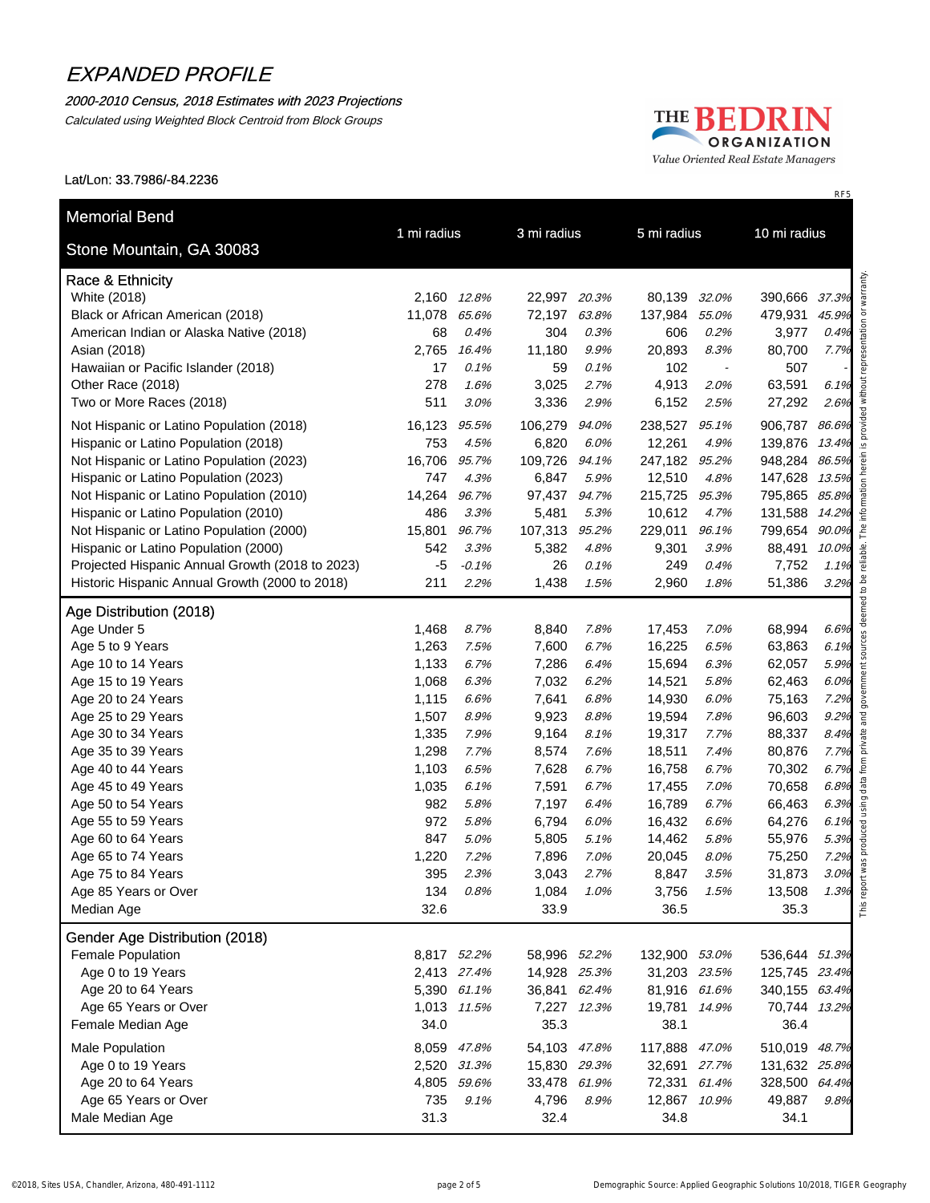# EXPANDED PROFILE

*2000-2010 Census, 2018 Estimates with 2023 Projections*

*Calculated using Weighted Block Centroid from Block Groups*

THE BEDRIN ORGANIZATION
*Value Oriented Real Estate Managers*

Lat/Lon: 33.7986/-84.2236

RF5

| Memorial Bend<br>Stone Mountain, GA 30083 | 1 mi radius | | 3 mi radius | | 5 mi radius | | 10 mi radius | |
|---|---|---|---|---|---|---|---|---|
| **Race & Ethnicity** | | | | | | | | |
| White (2018) | 2,160 | *12.8%* | 22,997 | *20.3%* | 80,139 | *32.0%* | 390,666 | *37.3%* |
| Black or African American (2018) | 11,078 | *65.6%* | 72,197 | *63.8%* | 137,984 | *55.0%* | 479,931 | *45.9%* |
| American Indian or Alaska Native (2018) | 68 | *0.4%* | 304 | *0.3%* | 606 | *0.2%* | 3,977 | *0.4%* |
| Asian (2018) | 2,765 | *16.4%* | 11,180 | *9.9%* | 20,893 | *8.3%* | 80,700 | *7.7%* |
| Hawaiian or Pacific Islander (2018) | 17 | *0.1%* | 59 | *0.1%* | 102 | - | 507 | - |
| Other Race (2018) | 278 | *1.6%* | 3,025 | *2.7%* | 4,913 | *2.0%* | 63,591 | *6.1%* |
| Two or More Races (2018) | 511 | *3.0%* | 3,336 | *2.9%* | 6,152 | *2.5%* | 27,292 | *2.6%* |
| Not Hispanic or Latino Population (2018) | 16,123 | *95.5%* | 106,279 | *94.0%* | 238,527 | *95.1%* | 906,787 | *86.6%* |
| Hispanic or Latino Population (2018) | 753 | *4.5%* | 6,820 | *6.0%* | 12,261 | *4.9%* | 139,876 | *13.4%* |
| Not Hispanic or Latino Population (2023) | 16,706 | *95.7%* | 109,726 | *94.1%* | 247,182 | *95.2%* | 948,284 | *86.5%* |
| Hispanic or Latino Population (2023) | 747 | *4.3%* | 6,847 | *5.9%* | 12,510 | *4.8%* | 147,628 | *13.5%* |
| Not Hispanic or Latino Population (2010) | 14,264 | *96.7%* | 97,437 | *94.7%* | 215,725 | *95.3%* | 795,865 | *85.8%* |
| Hispanic or Latino Population (2010) | 486 | *3.3%* | 5,481 | *5.3%* | 10,612 | *4.7%* | 131,588 | *14.2%* |
| Not Hispanic or Latino Population (2000) | 15,801 | *96.7%* | 107,313 | *95.2%* | 229,011 | *96.1%* | 799,654 | *90.0%* |
| Hispanic or Latino Population (2000) | 542 | *3.3%* | 5,382 | *4.8%* | 9,301 | *3.9%* | 88,491 | *10.0%* |
| Projected Hispanic Annual Growth (2018 to 2023) | -5 | *-0.1%* | 26 | *0.1%* | 249 | *0.4%* | 7,752 | *1.1%* |
| Historic Hispanic Annual Growth (2000 to 2018) | 211 | *2.2%* | 1,438 | *1.5%* | 2,960 | *1.8%* | 51,386 | *3.2%* |
| **Age Distribution (2018)** | | | | | | | | |
| Age Under 5 | 1,468 | *8.7%* | 8,840 | *7.8%* | 17,453 | *7.0%* | 68,994 | *6.6%* |
| Age 5 to 9 Years | 1,263 | *7.5%* | 7,600 | *6.7%* | 16,225 | *6.5%* | 63,863 | *6.1%* |
| Age 10 to 14 Years | 1,133 | *6.7%* | 7,286 | *6.4%* | 15,694 | *6.3%* | 62,057 | *5.9%* |
| Age 15 to 19 Years | 1,068 | *6.3%* | 7,032 | *6.2%* | 14,521 | *5.8%* | 62,463 | *6.0%* |
| Age 20 to 24 Years | 1,115 | *6.6%* | 7,641 | *6.8%* | 14,930 | *6.0%* | 75,163 | *7.2%* |
| Age 25 to 29 Years | 1,507 | *8.9%* | 9,923 | *8.8%* | 19,594 | *7.8%* | 96,603 | *9.2%* |
| Age 30 to 34 Years | 1,335 | *7.9%* | 9,164 | *8.1%* | 19,317 | *7.7%* | 88,337 | *8.4%* |
| Age 35 to 39 Years | 1,298 | *7.7%* | 8,574 | *7.6%* | 18,511 | *7.4%* | 80,876 | *7.7%* |
| Age 40 to 44 Years | 1,103 | *6.5%* | 7,628 | *6.7%* | 16,758 | *6.7%* | 70,302 | *6.7%* |
| Age 45 to 49 Years | 1,035 | *6.1%* | 7,591 | *6.7%* | 17,455 | *7.0%* | 70,658 | *6.8%* |
| Age 50 to 54 Years | 982 | *5.8%* | 7,197 | *6.4%* | 16,789 | *6.7%* | 66,463 | *6.3%* |
| Age 55 to 59 Years | 972 | *5.8%* | 6,794 | *6.0%* | 16,432 | *6.6%* | 64,276 | *6.1%* |
| Age 60 to 64 Years | 847 | *5.0%* | 5,805 | *5.1%* | 14,462 | *5.8%* | 55,976 | *5.3%* |
| Age 65 to 74 Years | 1,220 | *7.2%* | 7,896 | *7.0%* | 20,045 | *8.0%* | 75,250 | *7.2%* |
| Age 75 to 84 Years | 395 | *2.3%* | 3,043 | *2.7%* | 8,847 | *3.5%* | 31,873 | *3.0%* |
| Age 85 Years or Over | 134 | *0.8%* | 1,084 | *1.0%* | 3,756 | *1.5%* | 13,508 | *1.3%* |
| Median Age | 32.6 | | 33.9 | | 36.5 | | 35.3 | |
| **Gender Age Distribution (2018)** | | | | | | | | |
| Female Population | 8,817 | *52.2%* | 58,996 | *52.2%* | 132,900 | *53.0%* | 536,644 | *51.3%* |
| Age 0 to 19 Years | 2,413 | *27.4%* | 14,928 | *25.3%* | 31,203 | *23.5%* | 125,745 | *23.4%* |
| Age 20 to 64 Years | 5,390 | *61.1%* | 36,841 | *62.4%* | 81,916 | *61.6%* | 340,155 | *63.4%* |
| Age 65 Years or Over | 1,013 | *11.5%* | 7,227 | *12.3%* | 19,781 | *14.9%* | 70,744 | *13.2%* |
| Female Median Age | 34.0 | | 35.3 | | 38.1 | | 36.4 | |
| Male Population | 8,059 | *47.8%* | 54,103 | *47.8%* | 117,888 | *47.0%* | 510,019 | *48.7%* |
| Age 0 to 19 Years | 2,520 | *31.3%* | 15,830 | *29.3%* | 32,691 | *27.7%* | 131,632 | *25.8%* |
| Age 20 to 64 Years | 4,805 | *59.6%* | 33,478 | *61.9%* | 72,331 | *61.4%* | 328,500 | *64.4%* |
| Age 65 Years or Over | 735 | *9.1%* | 4,796 | *8.9%* | 12,867 | *10.9%* | 49,887 | *9.8%* |
| Male Median Age | 31.3 | | 32.4 | | 34.8 | | 34.1 | |

This report was produced using data from private and government sources deemed to be reliable. The information herein is provided without representation or warranty.

©2018, Sites USA, Chandler, Arizona, 480-491-1112

Demographic Source: Applied Geographic Solutions 10/2018, TIGER Geography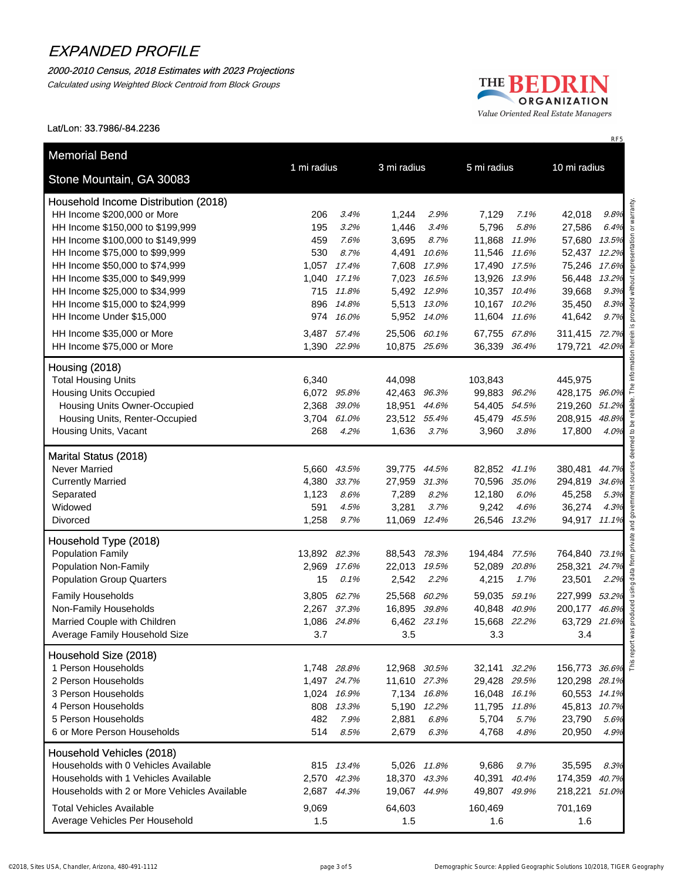# EXPANDED PROFILE

*2000-2010 Census, 2018 Estimates with 2023 Projections*

*Calculated using Weighted Block Centroid from Block Groups*

THE BEDRIN ORGANIZATION
*Value Oriented Real Estate Managers*

Lat/Lon: 33.7986/-84.2236

RF5

| Memorial Bend<br>Stone Mountain, GA 30083 | 1 mi radius | | 3 mi radius | | 5 mi radius | | 10 mi radius | |
|---|---|---|---|---|---|---|---|---|
| **Household Income Distribution (2018)** | | | | | | | | |
| HH Income $200,000 or More | 206 | *3.4%* | 1,244 | *2.9%* | 7,129 | *7.1%* | 42,018 | *9.8%* |
| HH Income $150,000 to $199,999 | 195 | *3.2%* | 1,446 | *3.4%* | 5,796 | *5.8%* | 27,586 | *6.4%* |
| HH Income $100,000 to $149,999 | 459 | *7.6%* | 3,695 | *8.7%* | 11,868 | *11.9%* | 57,680 | *13.5%* |
| HH Income $75,000 to $99,999 | 530 | *8.7%* | 4,491 | *10.6%* | 11,546 | *11.6%* | 52,437 | *12.2%* |
| HH Income $50,000 to $74,999 | 1,057 | *17.4%* | 7,608 | *17.9%* | 17,490 | *17.5%* | 75,246 | *17.6%* |
| HH Income $35,000 to $49,999 | 1,040 | *17.1%* | 7,023 | *16.5%* | 13,926 | *13.9%* | 56,448 | *13.2%* |
| HH Income $25,000 to $34,999 | 715 | *11.8%* | 5,492 | *12.9%* | 10,357 | *10.4%* | 39,668 | *9.3%* |
| HH Income $15,000 to $24,999 | 896 | *14.8%* | 5,513 | *13.0%* | 10,167 | *10.2%* | 35,450 | *8.3%* |
| HH Income Under $15,000 | 974 | *16.0%* | 5,952 | *14.0%* | 11,604 | *11.6%* | 41,642 | *9.7%* |
| HH Income $35,000 or More | 3,487 | *57.4%* | 25,506 | *60.1%* | 67,755 | *67.8%* | 311,415 | *72.7%* |
| HH Income $75,000 or More | 1,390 | *22.9%* | 10,875 | *25.6%* | 36,339 | *36.4%* | 179,721 | *42.0%* |
| **Housing (2018)** | | | | | | | | |
| Total Housing Units | 6,340 | | 44,098 | | 103,843 | | 445,975 | |
| Housing Units Occupied | 6,072 | *95.8%* | 42,463 | *96.3%* | 99,883 | *96.2%* | 428,175 | *96.0%* |
| Housing Units Owner-Occupied | 2,368 | *39.0%* | 18,951 | *44.6%* | 54,405 | *54.5%* | 219,260 | *51.2%* |
| Housing Units, Renter-Occupied | 3,704 | *61.0%* | 23,512 | *55.4%* | 45,479 | *45.5%* | 208,915 | *48.8%* |
| Housing Units, Vacant | 268 | *4.2%* | 1,636 | *3.7%* | 3,960 | *3.8%* | 17,800 | *4.0%* |
| **Marital Status (2018)** | | | | | | | | |
| Never Married | 5,660 | *43.5%* | 39,775 | *44.5%* | 82,852 | *41.1%* | 380,481 | *44.7%* |
| Currently Married | 4,380 | *33.7%* | 27,959 | *31.3%* | 70,596 | *35.0%* | 294,819 | *34.6%* |
| Separated | 1,123 | *8.6%* | 7,289 | *8.2%* | 12,180 | *6.0%* | 45,258 | *5.3%* |
| Widowed | 591 | *4.5%* | 3,281 | *3.7%* | 9,242 | *4.6%* | 36,274 | *4.3%* |
| Divorced | 1,258 | *9.7%* | 11,069 | *12.4%* | 26,546 | *13.2%* | 94,917 | *11.1%* |
| **Household Type (2018)** | | | | | | | | |
| Population Family | 13,892 | *82.3%* | 88,543 | *78.3%* | 194,484 | *77.5%* | 764,840 | *73.1%* |
| Population Non-Family | 2,969 | *17.6%* | 22,013 | *19.5%* | 52,089 | *20.8%* | 258,321 | *24.7%* |
| Population Group Quarters | 15 | *0.1%* | 2,542 | *2.2%* | 4,215 | *1.7%* | 23,501 | *2.2%* |
| Family Households | 3,805 | *62.7%* | 25,568 | *60.2%* | 59,035 | *59.1%* | 227,999 | *53.2%* |
| Non-Family Households | 2,267 | *37.3%* | 16,895 | *39.8%* | 40,848 | *40.9%* | 200,177 | *46.8%* |
| Married Couple with Children | 1,086 | *24.8%* | 6,462 | *23.1%* | 15,668 | *22.2%* | 63,729 | *21.6%* |
| Average Family Household Size | 3.7 | | 3.5 | | 3.3 | | 3.4 | |
| **Household Size (2018)** | | | | | | | | |
| 1 Person Households | 1,748 | *28.8%* | 12,968 | *30.5%* | 32,141 | *32.2%* | 156,773 | *36.6%* |
| 2 Person Households | 1,497 | *24.7%* | 11,610 | *27.3%* | 29,428 | *29.5%* | 120,298 | *28.1%* |
| 3 Person Households | 1,024 | *16.9%* | 7,134 | *16.8%* | 16,048 | *16.1%* | 60,553 | *14.1%* |
| 4 Person Households | 808 | *13.3%* | 5,190 | *12.2%* | 11,795 | *11.8%* | 45,813 | *10.7%* |
| 5 Person Households | 482 | *7.9%* | 2,881 | *6.8%* | 5,704 | *5.7%* | 23,790 | *5.6%* |
| 6 or More Person Households | 514 | *8.5%* | 2,679 | *6.3%* | 4,768 | *4.8%* | 20,950 | *4.9%* |
| **Household Vehicles (2018)** | | | | | | | | |
| Households with 0 Vehicles Available | 815 | *13.4%* | 5,026 | *11.8%* | 9,686 | *9.7%* | 35,595 | *8.3%* |
| Households with 1 Vehicles Available | 2,570 | *42.3%* | 18,370 | *43.3%* | 40,391 | *40.4%* | 174,359 | *40.7%* |
| Households with 2 or More Vehicles Available | 2,687 | *44.3%* | 19,067 | *44.9%* | 49,807 | *49.9%* | 218,221 | *51.0%* |
| Total Vehicles Available | 9,069 | | 64,603 | | 160,469 | | 701,169 | |
| Average Vehicles Per Household | 1.5 | | 1.5 | | 1.6 | | 1.6 | |

This report was produced using data from private and government sources deemed to be reliable. The information herein is provided without representation or warranty.

©2018, Sites USA, Chandler, Arizona, 480-491-1112

Demographic Source: Applied Geographic Solutions 10/2018, TIGER Geography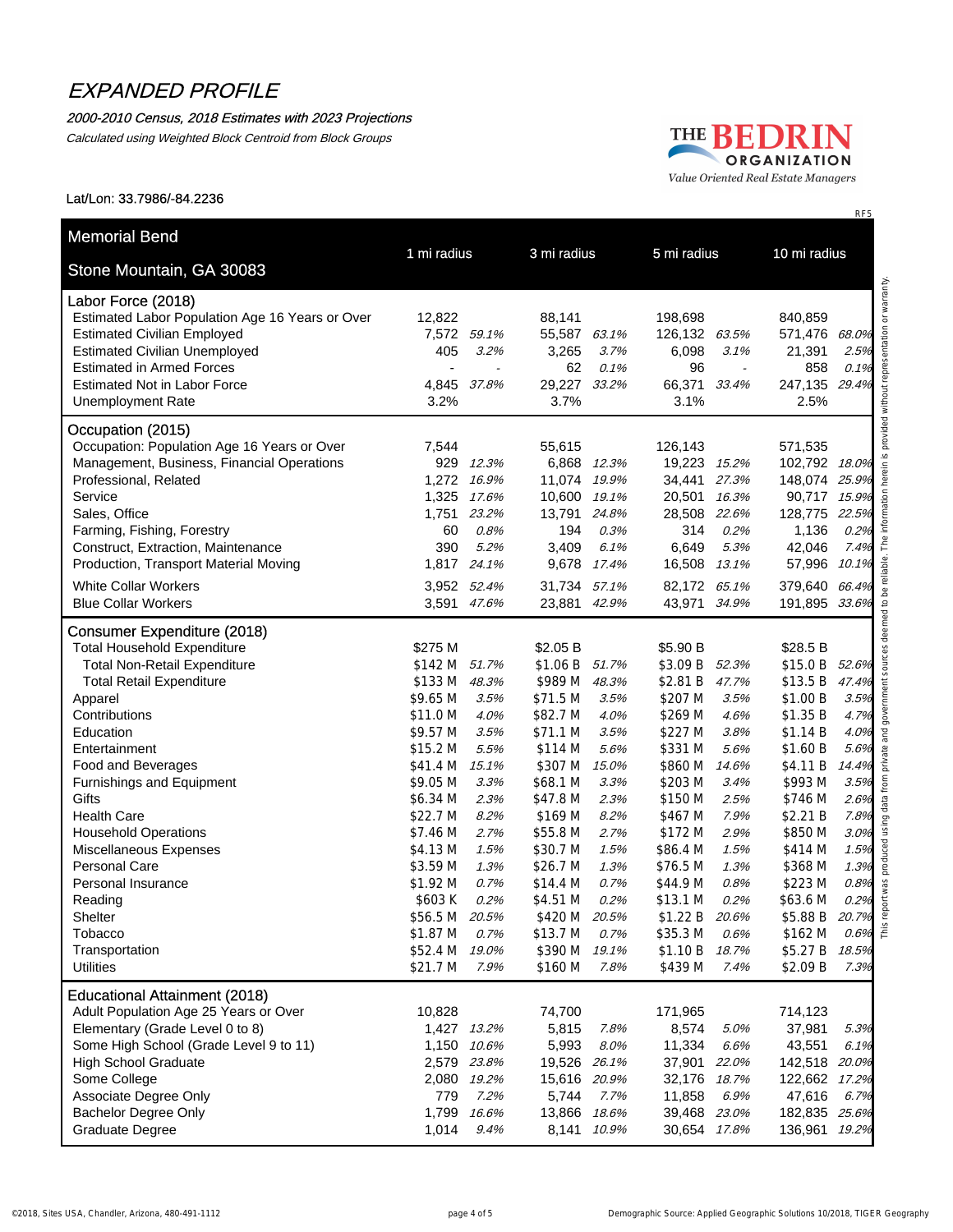# EXPANDED PROFILE

*2000-2010 Census, 2018 Estimates with 2023 Projections*

*Calculated using Weighted Block Centroid from Block Groups*

THE BEDRIN ORGANIZATION
*Value Oriented Real Estate Managers*

Lat/Lon: 33.7986/-84.2236

RF5

| Memorial Bend<br>Stone Mountain, GA 30083 | 1 mi radius | | 3 mi radius | | 5 mi radius | | 10 mi radius | |
|---|---|---|---|---|---|---|---|---|
| **Labor Force (2018)** | | | | | | | | |
| Estimated Labor Population Age 16 Years or Over | 12,822 | | 88,141 | | 198,698 | | 840,859 | |
| Estimated Civilian Employed | 7,572 | *59.1%* | 55,587 | *63.1%* | 126,132 | *63.5%* | 571,476 | *68.0%* |
| Estimated Civilian Unemployed | 405 | *3.2%* | 3,265 | *3.7%* | 6,098 | *3.1%* | 21,391 | *2.5%* |
| Estimated in Armed Forces | - | - | 62 | *0.1%* | 96 | - | 858 | *0.1%* |
| Estimated Not in Labor Force | 4,845 | *37.8%* | 29,227 | *33.2%* | 66,371 | *33.4%* | 247,135 | *29.4%* |
| Unemployment Rate | 3.2% | | 3.7% | | 3.1% | | 2.5% | |
| **Occupation (2015)** | | | | | | | | |
| Occupation: Population Age 16 Years or Over | 7,544 | | 55,615 | | 126,143 | | 571,535 | |
| Management, Business, Financial Operations | 929 | *12.3%* | 6,868 | *12.3%* | 19,223 | *15.2%* | 102,792 | *18.0%* |
| Professional, Related | 1,272 | *16.9%* | 11,074 | *19.9%* | 34,441 | *27.3%* | 148,074 | *25.9%* |
| Service | 1,325 | *17.6%* | 10,600 | *19.1%* | 20,501 | *16.3%* | 90,717 | *15.9%* |
| Sales, Office | 1,751 | *23.2%* | 13,791 | *24.8%* | 28,508 | *22.6%* | 128,775 | *22.5%* |
| Farming, Fishing, Forestry | 60 | *0.8%* | 194 | *0.3%* | 314 | *0.2%* | 1,136 | *0.2%* |
| Construct, Extraction, Maintenance | 390 | *5.2%* | 3,409 | *6.1%* | 6,649 | *5.3%* | 42,046 | *7.4%* |
| Production, Transport Material Moving | 1,817 | *24.1%* | 9,678 | *17.4%* | 16,508 | *13.1%* | 57,996 | *10.1%* |
| White Collar Workers | 3,952 | *52.4%* | 31,734 | *57.1%* | 82,172 | *65.1%* | 379,640 | *66.4%* |
| Blue Collar Workers | 3,591 | *47.6%* | 23,881 | *42.9%* | 43,971 | *34.9%* | 191,895 | *33.6%* |
| **Consumer Expenditure (2018)** | | | | | | | | |
| Total Household Expenditure | $275 M | | $2.05 B | | $5.90 B | | $28.5 B | |
| Total Non-Retail Expenditure | $142 M | *51.7%* | $1.06 B | *51.7%* | $3.09 B | *52.3%* | $15.0 B | *52.6%* |
| Total Retail Expenditure | $133 M | *48.3%* | $989 M | *48.3%* | $2.81 B | *47.7%* | $13.5 B | *47.4%* |
| Apparel | $9.65 M | *3.5%* | $71.5 M | *3.5%* | $207 M | *3.5%* | $1.00 B | *3.5%* |
| Contributions | $11.0 M | *4.0%* | $82.7 M | *4.0%* | $269 M | *4.6%* | $1.35 B | *4.7%* |
| Education | $9.57 M | *3.5%* | $71.1 M | *3.5%* | $227 M | *3.8%* | $1.14 B | *4.0%* |
| Entertainment | $15.2 M | *5.5%* | $114 M | *5.6%* | $331 M | *5.6%* | $1.60 B | *5.6%* |
| Food and Beverages | $41.4 M | *15.1%* | $307 M | *15.0%* | $860 M | *14.6%* | $4.11 B | *14.4%* |
| Furnishings and Equipment | $9.05 M | *3.3%* | $68.1 M | *3.3%* | $203 M | *3.4%* | $993 M | *3.5%* |
| Gifts | $6.34 M | *2.3%* | $47.8 M | *2.3%* | $150 M | *2.5%* | $746 M | *2.6%* |
| Health Care | $22.7 M | *8.2%* | $169 M | *8.2%* | $467 M | *7.9%* | $2.21 B | *7.8%* |
| Household Operations | $7.46 M | *2.7%* | $55.8 M | *2.7%* | $172 M | *2.9%* | $850 M | *3.0%* |
| Miscellaneous Expenses | $4.13 M | *1.5%* | $30.7 M | *1.5%* | $86.4 M | *1.5%* | $414 M | *1.5%* |
| Personal Care | $3.59 M | *1.3%* | $26.7 M | *1.3%* | $76.5 M | *1.3%* | $368 M | *1.3%* |
| Personal Insurance | $1.92 M | *0.7%* | $14.4 M | *0.7%* | $44.9 M | *0.8%* | $223 M | *0.8%* |
| Reading | $603 K | *0.2%* | $4.51 M | *0.2%* | $13.1 M | *0.2%* | $63.6 M | *0.2%* |
| Shelter | $56.5 M | *20.5%* | $420 M | *20.5%* | $1.22 B | *20.6%* | $5.88 B | *20.7%* |
| Tobacco | $1.87 M | *0.7%* | $13.7 M | *0.7%* | $35.3 M | *0.6%* | $162 M | *0.6%* |
| Transportation | $52.4 M | *19.0%* | $390 M | *19.1%* | $1.10 B | *18.7%* | $5.27 B | *18.5%* |
| Utilities | $21.7 M | *7.9%* | $160 M | *7.8%* | $439 M | *7.4%* | $2.09 B | *7.3%* |
| **Educational Attainment (2018)** | | | | | | | | |
| Adult Population Age 25 Years or Over | 10,828 | | 74,700 | | 171,965 | | 714,123 | |
| Elementary (Grade Level 0 to 8) | 1,427 | *13.2%* | 5,815 | *7.8%* | 8,574 | *5.0%* | 37,981 | *5.3%* |
| Some High School (Grade Level 9 to 11) | 1,150 | *10.6%* | 5,993 | *8.0%* | 11,334 | *6.6%* | 43,551 | *6.1%* |
| High School Graduate | 2,579 | *23.8%* | 19,526 | *26.1%* | 37,901 | *22.0%* | 142,518 | *20.0%* |
| Some College | 2,080 | *19.2%* | 15,616 | *20.9%* | 32,176 | *18.7%* | 122,662 | *17.2%* |
| Associate Degree Only | 779 | *7.2%* | 5,744 | *7.7%* | 11,858 | *6.9%* | 47,616 | *6.7%* |
| Bachelor Degree Only | 1,799 | *16.6%* | 13,866 | *18.6%* | 39,468 | *23.0%* | 182,835 | *25.6%* |
| Graduate Degree | 1,014 | *9.4%* | 8,141 | *10.9%* | 30,654 | *17.8%* | 136,961 | *19.2%* |

This report was produced using data from private and government sources deemed to be reliable. The information herein is provided without representation or warranty.

©2018, Sites USA, Chandler, Arizona, 480-491-1112

Demographic Source: Applied Geographic Solutions 10/2018, TIGER Geography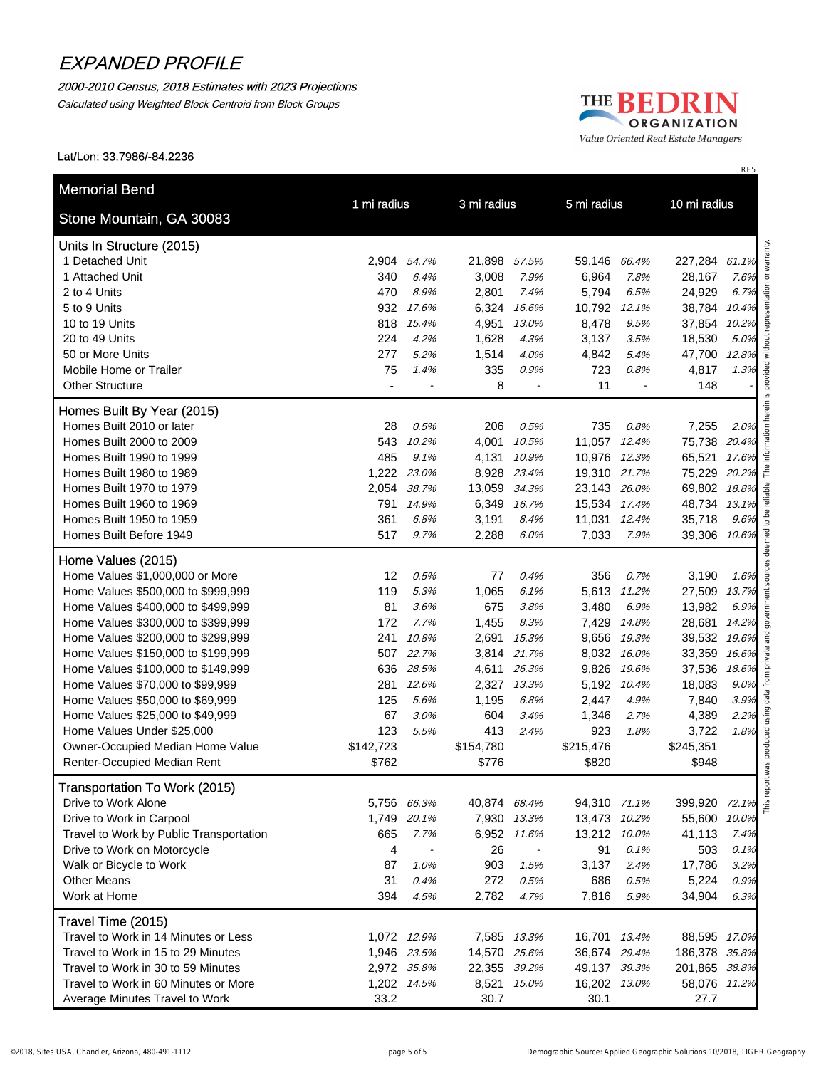# EXPANDED PROFILE

*2000-2010 Census, 2018 Estimates with 2023 Projections*

*Calculated using Weighted Block Centroid from Block Groups*

THE BEDRIN ORGANIZATION
*Value Oriented Real Estate Managers*

Lat/Lon: 33.7986/-84.2236

RF5

| Memorial Bend<br>Stone Mountain, GA 30083 | 1 mi radius | | 3 mi radius | | 5 mi radius | | 10 mi radius | |
|---|---|---|---|---|---|---|---|---|
| **Units In Structure (2015)** | | | | | | | | |
| 1 Detached Unit | 2,904 | *54.7%* | 21,898 | *57.5%* | 59,146 | *66.4%* | 227,284 | *61.1%* |
| 1 Attached Unit | 340 | *6.4%* | 3,008 | *7.9%* | 6,964 | *7.8%* | 28,167 | *7.6%* |
| 2 to 4 Units | 470 | *8.9%* | 2,801 | *7.4%* | 5,794 | *6.5%* | 24,929 | *6.7%* |
| 5 to 9 Units | 932 | *17.6%* | 6,324 | *16.6%* | 10,792 | *12.1%* | 38,784 | *10.4%* |
| 10 to 19 Units | 818 | *15.4%* | 4,951 | *13.0%* | 8,478 | *9.5%* | 37,854 | *10.2%* |
| 20 to 49 Units | 224 | *4.2%* | 1,628 | *4.3%* | 3,137 | *3.5%* | 18,530 | *5.0%* |
| 50 or More Units | 277 | *5.2%* | 1,514 | *4.0%* | 4,842 | *5.4%* | 47,700 | *12.8%* |
| Mobile Home or Trailer | 75 | *1.4%* | 335 | *0.9%* | 723 | *0.8%* | 4,817 | *1.3%* |
| Other Structure | - | - | 8 | - | 11 | - | 148 | - |
| **Homes Built By Year (2015)** | | | | | | | | |
| Homes Built 2010 or later | 28 | *0.5%* | 206 | *0.5%* | 735 | *0.8%* | 7,255 | *2.0%* |
| Homes Built 2000 to 2009 | 543 | *10.2%* | 4,001 | *10.5%* | 11,057 | *12.4%* | 75,738 | *20.4%* |
| Homes Built 1990 to 1999 | 485 | *9.1%* | 4,131 | *10.9%* | 10,976 | *12.3%* | 65,521 | *17.6%* |
| Homes Built 1980 to 1989 | 1,222 | *23.0%* | 8,928 | *23.4%* | 19,310 | *21.7%* | 75,229 | *20.2%* |
| Homes Built 1970 to 1979 | 2,054 | *38.7%* | 13,059 | *34.3%* | 23,143 | *26.0%* | 69,802 | *18.8%* |
| Homes Built 1960 to 1969 | 791 | *14.9%* | 6,349 | *16.7%* | 15,534 | *17.4%* | 48,734 | *13.1%* |
| Homes Built 1950 to 1959 | 361 | *6.8%* | 3,191 | *8.4%* | 11,031 | *12.4%* | 35,718 | *9.6%* |
| Homes Built Before 1949 | 517 | *9.7%* | 2,288 | *6.0%* | 7,033 | *7.9%* | 39,306 | *10.6%* |
| **Home Values (2015)** | | | | | | | | |
| Home Values $1,000,000 or More | 12 | *0.5%* | 77 | *0.4%* | 356 | *0.7%* | 3,190 | *1.6%* |
| Home Values $500,000 to $999,999 | 119 | *5.3%* | 1,065 | *6.1%* | 5,613 | *11.2%* | 27,509 | *13.7%* |
| Home Values $400,000 to $499,999 | 81 | *3.6%* | 675 | *3.8%* | 3,480 | *6.9%* | 13,982 | *6.9%* |
| Home Values $300,000 to $399,999 | 172 | *7.7%* | 1,455 | *8.3%* | 7,429 | *14.8%* | 28,681 | *14.2%* |
| Home Values $200,000 to $299,999 | 241 | *10.8%* | 2,691 | *15.3%* | 9,656 | *19.3%* | 39,532 | *19.6%* |
| Home Values $150,000 to $199,999 | 507 | *22.7%* | 3,814 | *21.7%* | 8,032 | *16.0%* | 33,359 | *16.6%* |
| Home Values $100,000 to $149,999 | 636 | *28.5%* | 4,611 | *26.3%* | 9,826 | *19.6%* | 37,536 | *18.6%* |
| Home Values $70,000 to $99,999 | 281 | *12.6%* | 2,327 | *13.3%* | 5,192 | *10.4%* | 18,083 | *9.0%* |
| Home Values $50,000 to $69,999 | 125 | *5.6%* | 1,195 | *6.8%* | 2,447 | *4.9%* | 7,840 | *3.9%* |
| Home Values $25,000 to $49,999 | 67 | *3.0%* | 604 | *3.4%* | 1,346 | *2.7%* | 4,389 | *2.2%* |
| Home Values Under $25,000 | 123 | *5.5%* | 413 | *2.4%* | 923 | *1.8%* | 3,722 | *1.8%* |
| Owner-Occupied Median Home Value | $142,723 | | $154,780 | | $215,476 | | $245,351 | |
| Renter-Occupied Median Rent | $762 | | $776 | | $820 | | $948 | |
| **Transportation To Work (2015)** | | | | | | | | |
| Drive to Work Alone | 5,756 | *66.3%* | 40,874 | *68.4%* | 94,310 | *71.1%* | 399,920 | *72.1%* |
| Drive to Work in Carpool | 1,749 | *20.1%* | 7,930 | *13.3%* | 13,473 | *10.2%* | 55,600 | *10.0%* |
| Travel to Work by Public Transportation | 665 | *7.7%* | 6,952 | *11.6%* | 13,212 | *10.0%* | 41,113 | *7.4%* |
| Drive to Work on Motorcycle | 4 | - | 26 | - | 91 | *0.1%* | 503 | *0.1%* |
| Walk or Bicycle to Work | 87 | *1.0%* | 903 | *1.5%* | 3,137 | *2.4%* | 17,786 | *3.2%* |
| Other Means | 31 | *0.4%* | 272 | *0.5%* | 686 | *0.5%* | 5,224 | *0.9%* |
| Work at Home | 394 | *4.5%* | 2,782 | *4.7%* | 7,816 | *5.9%* | 34,904 | *6.3%* |
| **Travel Time (2015)** | | | | | | | | |
| Travel to Work in 14 Minutes or Less | 1,072 | *12.9%* | 7,585 | *13.3%* | 16,701 | *13.4%* | 88,595 | *17.0%* |
| Travel to Work in 15 to 29 Minutes | 1,946 | *23.5%* | 14,570 | *25.6%* | 36,674 | *29.4%* | 186,378 | *35.8%* |
| Travel to Work in 30 to 59 Minutes | 2,972 | *35.8%* | 22,355 | *39.2%* | 49,137 | *39.3%* | 201,865 | *38.8%* |
| Travel to Work in 60 Minutes or More | 1,202 | *14.5%* | 8,521 | *15.0%* | 16,202 | *13.0%* | 58,076 | *11.2%* |
| Average Minutes Travel to Work | 33.2 | | 30.7 | | 30.1 | | 27.7 | |

This report was produced using data from private and government sources deemed to be reliable. The information herein is provided without representation or warranty.

©2018, Sites USA, Chandler, Arizona, 480-491-1112

Demographic Source: Applied Geographic Solutions 10/2018, TIGER Geography